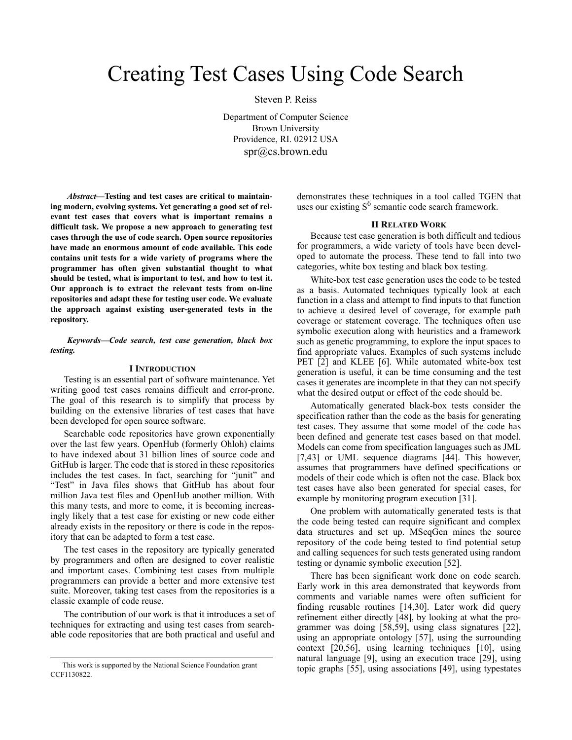# Creating Test Cases Using Code Search

Steven P. Reiss

Department of Computer Science
Brown University
Providence, RI. 02912 USA
spr@cs.brown.edu

***Abstract*—Testing and test cases are critical to maintaining modern, evolving systems. Yet generating a good set of relevant test cases that covers what is important remains a difficult task. We propose a new approach to generating test cases through the use of code search. Open source repositories have made an enormous amount of code available. This code contains unit tests for a wide variety of programs where the programmer has often given substantial thought to what should be tested, what is important to test, and how to test it. Our approach is to extract the relevant tests from on-line repositories and adapt these for testing user code. We evaluate the approach against existing user-generated tests in the repository.**

***Keywords—Code search, test case generation, black box testing.***

## I Introduction

Testing is an essential part of software maintenance. Yet writing good test cases remains difficult and error-prone. The goal of this research is to simplify that process by building on the extensive libraries of test cases that have been developed for open source software.

Searchable code repositories have grown exponentially over the last few years. OpenHub (formerly Ohloh) claims to have indexed about 31 billion lines of source code and GitHub is larger. The code that is stored in these repositories includes the test cases. In fact, searching for "junit" and "Test" in Java files shows that GitHub has about four million Java test files and OpenHub another million. With this many tests, and more to come, it is becoming increasingly likely that a test case for existing or new code either already exists in the repository or there is code in the repository that can be adapted to form a test case.

The test cases in the repository are typically generated by programmers and often are designed to cover realistic and important cases. Combining test cases from multiple programmers can provide a better and more extensive test suite. Moreover, taking test cases from the repositories is a classic example of code reuse.

The contribution of our work is that it introduces a set of techniques for extracting and using test cases from searchable code repositories that are both practical and useful and demonstrates these techniques in a tool called TGEN that uses our existing $S^6$ semantic code search framework.

## II Related Work

Because test case generation is both difficult and tedious for programmers, a wide variety of tools have been developed to automate the process. These tend to fall into two categories, white box testing and black box testing.

White-box test case generation uses the code to be tested as a basis. Automated techniques typically look at each function in a class and attempt to find inputs to that function to achieve a desired level of coverage, for example path coverage or statement coverage. The techniques often use symbolic execution along with heuristics and a framework such as genetic programming, to explore the input spaces to find appropriate values. Examples of such systems include PET [2] and KLEE [6]. While automated white-box test generation is useful, it can be time consuming and the test cases it generates are incomplete in that they can not specify what the desired output or effect of the code should be.

Automatically generated black-box tests consider the specification rather than the code as the basis for generating test cases. They assume that some model of the code has been defined and generate test cases based on that model. Models can come from specification languages such as JML [7,43] or UML sequence diagrams [44]. This however, assumes that programmers have defined specifications or models of their code which is often not the case. Black box test cases have also been generated for special cases, for example by monitoring program execution [31].

One problem with automatically generated tests is that the code being tested can require significant and complex data structures and set up. MSeqGen mines the source repository of the code being tested to find potential setup and calling sequences for such tests generated using random testing or dynamic symbolic execution [52].

There has been significant work done on code search. Early work in this area demonstrated that keywords from comments and variable names were often sufficient for finding reusable routines [14,30]. Later work did query refinement either directly [48], by looking at what the programmer was doing [58,59], using class signatures [22], using an appropriate ontology [57], using the surrounding context [20,56], using learning techniques [10], using natural language [9], using an execution trace [29], using topic graphs [55], using associations [49], using typestates

This work is supported by the National Science Foundation grant CCF1130822.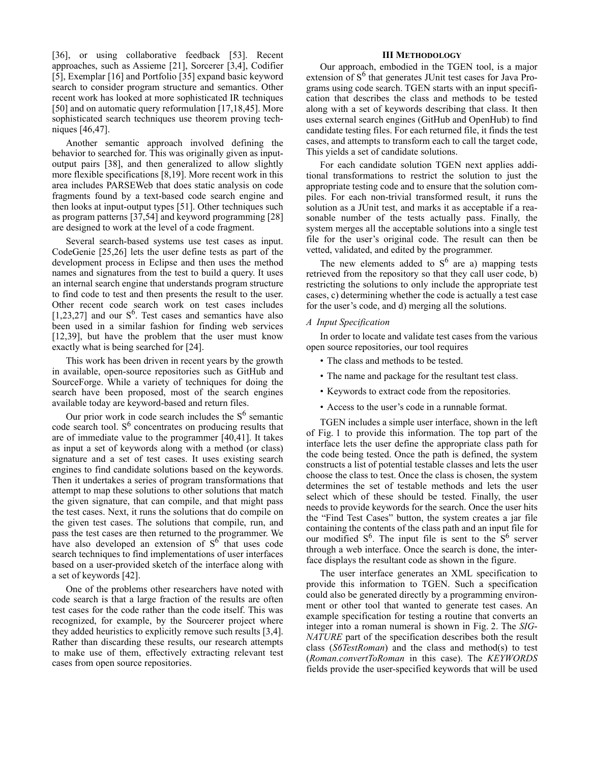[36], or using collaborative feedback [53]. Recent approaches, such as Assieme [21], Sorcerer [3,4], Codifier [5], Exemplar [16] and Portfolio [35] expand basic keyword search to consider program structure and semantics. Other recent work has looked at more sophisticated IR techniques [50] and on automatic query reformulation [17,18,45]. More sophisticated search techniques use theorem proving techniques [46,47].

Another semantic approach involved defining the behavior to searched for. This was originally given as input-output pairs [38], and then generalized to allow slightly more flexible specifications [8,19]. More recent work in this area includes PARSEWeb that does static analysis on code fragments found by a text-based code search engine and then looks at input-output types [51]. Other techniques such as program patterns [37,54] and keyword programming [28] are designed to work at the level of a code fragment.

Several search-based systems use test cases as input. CodeGenie [25,26] lets the user define tests as part of the development process in Eclipse and then uses the method names and signatures from the test to build a query. It uses an internal search engine that understands program structure to find code to test and then presents the result to the user. Other recent code search work on test cases includes [1,23,27] and our $S^6$. Test cases and semantics have also been used in a similar fashion for finding web services [12,39], but have the problem that the user must know exactly what is being searched for [24].

This work has been driven in recent years by the growth in available, open-source repositories such as GitHub and SourceForge. While a variety of techniques for doing the search have been proposed, most of the search engines available today are keyword-based and return files.

Our prior work in code search includes the $S^6$ semantic code search tool. $S^6$ concentrates on producing results that are of immediate value to the programmer [40,41]. It takes as input a set of keywords along with a method (or class) signature and a set of test cases. It uses existing search engines to find candidate solutions based on the keywords. Then it undertakes a series of program transformations that attempt to map these solutions to other solutions that match the given signature, that can compile, and that might pass the test cases. Next, it runs the solutions that do compile on the given test cases. The solutions that compile, run, and pass the test cases are then returned to the programmer. We have also developed an extension of $S^6$ that uses code search techniques to find implementations of user interfaces based on a user-provided sketch of the interface along with a set of keywords [42].

One of the problems other researchers have noted with code search is that a large fraction of the results are often test cases for the code rather than the code itself. This was recognized, for example, by the Sourcerer project where they added heuristics to explicitly remove such results [3,4]. Rather than discarding these results, our research attempts to make use of them, effectively extracting relevant test cases from open source repositories.

## III Methodology

Our approach, embodied in the TGEN tool, is a major extension of $S^6$ that generates JUnit test cases for Java Programs using code search. TGEN starts with an input specification that describes the class and methods to be tested along with a set of keywords describing that class. It then uses external search engines (GitHub and OpenHub) to find candidate testing files. For each returned file, it finds the test cases, and attempts to transform each to call the target code, This yields a set of candidate solutions.

For each candidate solution TGEN next applies additional transformations to restrict the solution to just the appropriate testing code and to ensure that the solution compiles. For each non-trivial transformed result, it runs the solution as a JUnit test, and marks it as acceptable if a reasonable number of the tests actually pass. Finally, the system merges all the acceptable solutions into a single test file for the user's original code. The result can then be vetted, validated, and edited by the programmer.

The new elements added to $S^6$ are a) mapping tests retrieved from the repository so that they call user code, b) restricting the solutions to only include the appropriate test cases, c) determining whether the code is actually a test case for the user's code, and d) merging all the solutions.

### *A Input Specification*

In order to locate and validate test cases from the various open source repositories, our tool requires

- The class and methods to be tested.
- The name and package for the resultant test class.
- Keywords to extract code from the repositories.
- Access to the user's code in a runnable format.

TGEN includes a simple user interface, shown in the left of Fig. 1 to provide this information. The top part of the interface lets the user define the appropriate class path for the code being tested. Once the path is defined, the system constructs a list of potential testable classes and lets the user choose the class to test. Once the class is chosen, the system determines the set of testable methods and lets the user select which of these should be tested. Finally, the user needs to provide keywords for the search. Once the user hits the "Find Test Cases" button, the system creates a jar file containing the contents of the class path and an input file for our modified $S^6$. The input file is sent to the $S^6$ server through a web interface. Once the search is done, the interface displays the resultant code as shown in the figure.

The user interface generates an XML specification to provide this information to TGEN. Such a specification could also be generated directly by a programming environment or other tool that wanted to generate test cases. An example specification for testing a routine that converts an integer into a roman numeral is shown in Fig. 2. The *SIGNATURE* part of the specification describes both the result class (*S6TestRoman*) and the class and method(s) to test (*Roman.convertToRoman* in this case). The *KEYWORDS* fields provide the user-specified keywords that will be used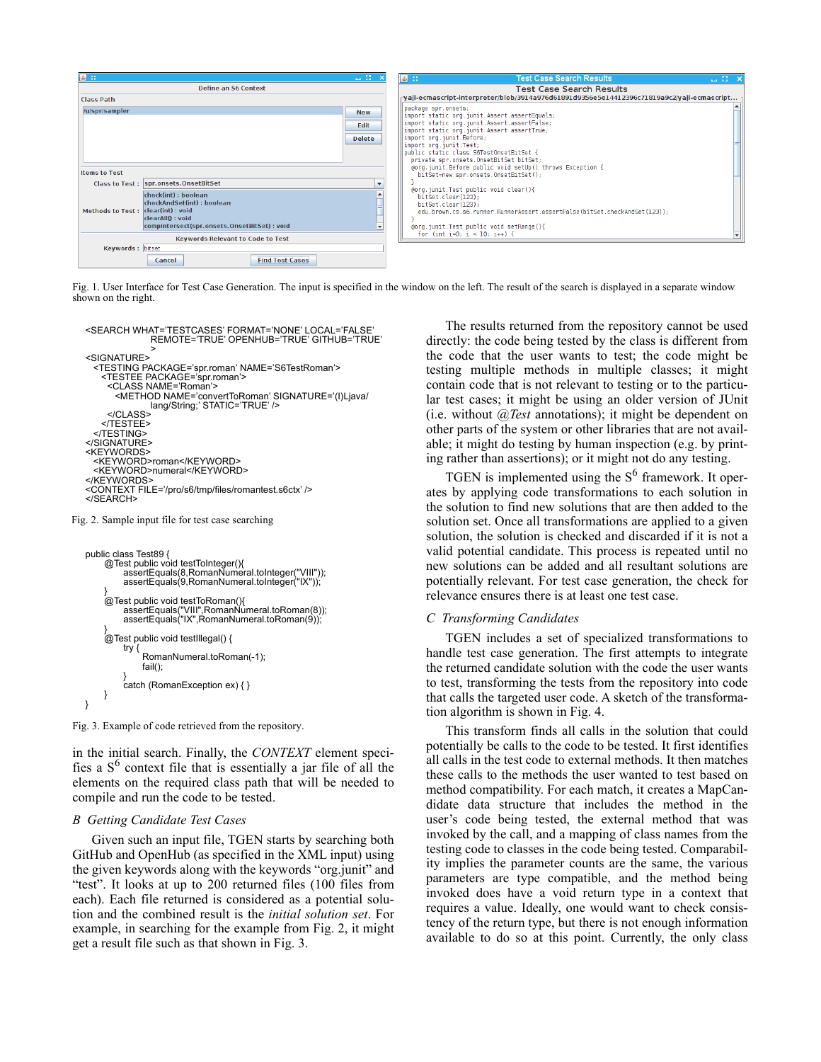Fig. 1. User Interface for Test Case Generation. The input is specified in the window on the left. The result of the search is displayed in a separate window shown on the right.

```
<SEARCH WHAT='TESTCASES' FORMAT='NONE' LOCAL='FALSE'
            REMOTE='TRUE' OPENHUB='TRUE' GITHUB='TRUE'
            >
<SIGNATURE>
  <TESTING PACKAGE='spr.roman' NAME='S6TestRoman'>
    <TESTEE PACKAGE='spr.roman'>
      <CLASS NAME='Roman'>
        <METHOD NAME='convertToRoman' SIGNATURE='(I)Ljava/
              lang/String;' STATIC='TRUE' />
      </CLASS>
    </TESTEE>
  </TESTING>
</SIGNATURE>
<KEYWORDS>
  <KEYWORD>roman</KEYWORD>
  <KEYWORD>numeral</KEYWORD>
</KEYWORDS>
<CONTEXT FILE='/pro/s6/tmp/files/romantest.s6ctx' />
</SEARCH>
```

Fig. 2. Sample input file for test case searching

```
public class Test89 {
    @Test public void testToInteger(){
        assertEquals(8,RomanNumeral.toInteger("VIII"));
        assertEquals(9,RomanNumeral.toInteger("IX"));
    }
    @Test public void testToRoman(){
        assertEquals("VIII",RomanNumeral.toRoman(8));
        assertEquals("IX",RomanNumeral.toRoman(9));
    }
    @Test public void testIllegal() {
        try {
            RomanNumeral.toRoman(-1);
            fail();
        }
        catch (RomanException ex) { }
    }
}
```

Fig. 3. Example of code retrieved from the repository.

in the initial search. Finally, the *CONTEXT* element specifies a $S^6$ context file that is essentially a jar file of all the elements on the required class path that will be needed to compile and run the code to be tested.

### B Getting Candidate Test Cases

Given such an input file, TGEN starts by searching both GitHub and OpenHub (as specified in the XML input) using the given keywords along with the keywords "org.junit" and "test". It looks at up to 200 returned files (100 files from each). Each file returned is considered as a potential solution and the combined result is the *initial solution set*. For example, in searching for the example from Fig. 2, it might get a result file such as that shown in Fig. 3.

The results returned from the repository cannot be used directly: the code being tested by the class is different from the code that the user wants to test; the code might be testing multiple methods in multiple classes; it might contain code that is not relevant to testing or to the particular test cases; it might be using an older version of JUnit (i.e. without *@Test* annotations); it might be dependent on other parts of the system or other libraries that are not available; it might do testing by human inspection (e.g. by printing rather than assertions); or it might not do any testing.

TGEN is implemented using the $S^6$ framework. It operates by applying code transformations to each solution in the solution to find new solutions that are then added to the solution set. Once all transformations are applied to a given solution, the solution is checked and discarded if it is not a valid potential candidate. This process is repeated until no new solutions can be added and all resultant solutions are potentially relevant. For test case generation, the check for relevance ensures there is at least one test case.

### C Transforming Candidates

TGEN includes a set of specialized transformations to handle test case generation. The first attempts to integrate the returned candidate solution with the code the user wants to test, transforming the tests from the repository into code that calls the targeted user code. A sketch of the transformation algorithm is shown in Fig. 4.

This transform finds all calls in the solution that could potentially be calls to the code to be tested. It first identifies all calls in the test code to external methods. It then matches these calls to the methods the user wanted to test based on method compatibility. For each match, it creates a MapCandidate data structure that includes the method in the user's code being tested, the external method that was invoked by the call, and a mapping of class names from the testing code to classes in the code being tested. Comparability implies the parameter counts are the same, the various parameters are type compatible, and the method being invoked does have a void return type in a context that requires a value. Ideally, one would want to check consistency of the return type, but there is not enough information available to do so at this point. Currently, the only class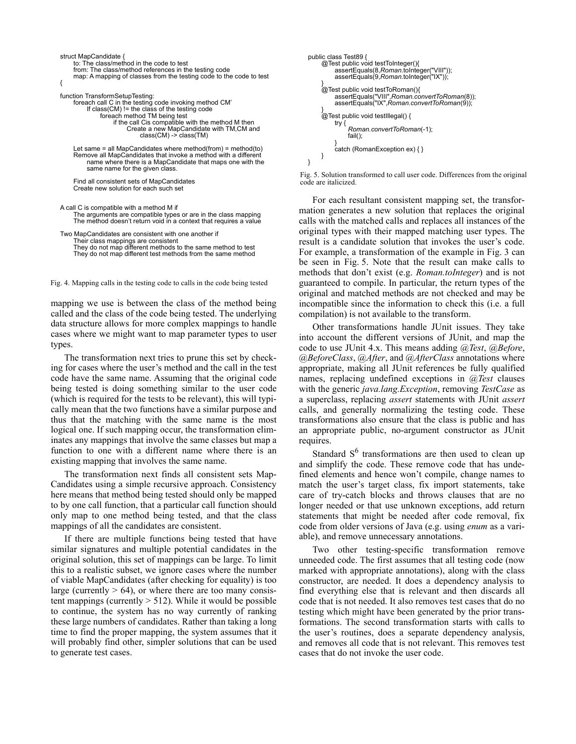```
struct MapCandidate {
      to: The class/method in the code to test
      from: The class/method references in the testing code
      map: A mapping of classes from the testing code to the code to test
{

function TransformSetupTesting:
      foreach call C in the testing code invoking method CM'
            If class(CM) != the class of the testing code
                  foreach method TM being test
                        if the call Cis compatible with the method M then
                              Create a new MapCandidate with TM,CM and
                                    class(CM) -> class(TM)

      Let same = all MapCandidates where method(from) = method(to)
      Remove all MapCandidates that invoke a method with a different
            name where there is a MapCandidate that maps one with the
            same name for the given class.

      Find all consistent sets of MapCandidates
      Create new solution for each such set


A call C is compatible with a method M if
      The arguments are compatible types or are in the class mapping
      The method doesn't return void in a context that requires a value

Two MapCandidates are consistent with one another if
      Their class mappings are consistent
      They do not map different methods to the same method to test
      They do not map different test methods from the same method
```

Fig. 4. Mapping calls in the testing code to calls in the code being tested

mapping we use is between the class of the method being called and the class of the code being tested. The underlying data structure allows for more complex mappings to handle cases where we might want to map parameter types to user types.

The transformation next tries to prune this set by checking for cases where the user's method and the call in the test code have the same name. Assuming that the original code being tested is doing something similar to the user code (which is required for the tests to be relevant), this will typically mean that the two functions have a similar purpose and thus that the matching with the same name is the most logical one. If such mapping occur, the transformation eliminates any mappings that involve the same classes but map a function to one with a different name where there is an existing mapping that involves the same name.

The transformation next finds all consistent sets MapCandidates using a simple recursive approach. Consistency here means that method being tested should only be mapped to by one call function, that a particular call function should only map to one method being tested, and that the class mappings of all the candidates are consistent.

If there are multiple functions being tested that have similar signatures and multiple potential candidates in the original solution, this set of mappings can be large. To limit this to a realistic subset, we ignore cases where the number of viable MapCandidates (after checking for equality) is too large (currently > 64), or where there are too many consistent mappings (currently > 512). While it would be possible to continue, the system has no way currently of ranking these large numbers of candidates. Rather than taking a long time to find the proper mapping, the system assumes that it will probably find other, simpler solutions that can be used to generate test cases.

```
public class Test89 {
      @Test public void testToInteger(){
            assertEquals(8,Roman.toInteger("VIII"));
            assertEquals(9,Roman.toInteger("IX"));
      }
      @Test public void testToRoman(){
            assertEquals("VIII",Roman.convertToRoman(8));
            assertEquals("IX",Roman.convertToRoman(9));
      }
      @Test public void testIllegal() {
            try {
                  Roman.convertToRoman(-1);
                  fail();
            }
            catch (RomanException ex) { }
      }
}
```

Fig. 5. Solution transformed to call user code. Differences from the original code are italicized.

For each resultant consistent mapping set, the transformation generates a new solution that replaces the original calls with the matched calls and replaces all instances of the original types with their mapped matching user types. The result is a candidate solution that invokes the user's code. For example, a transformation of the example in Fig. 3 can be seen in Fig. 5. Note that the result can make calls to methods that don't exist (e.g. *Roman.toInteger*) and is not guaranteed to compile. In particular, the return types of the original and matched methods are not checked and may be incompatible since the information to check this (i.e. a full compilation) is not available to the transform.

Other transformations handle JUnit issues. They take into account the different versions of JUnit, and map the code to use JUnit 4.x. This means adding *@Test*, *@Before*, *@BeforeClass*, *@After*, and *@AfterClass* annotations where appropriate, making all JUnit references be fully qualified names, replacing undefined exceptions in *@Test* clauses with the generic *java.lang.Exception*, removing *TestCase* as a superclass, replacing *assert* statements with JUnit *assert* calls, and generally normalizing the testing code. These transformations also ensure that the class is public and has an appropriate public, no-argument constructor as JUnit requires.

Standard $S^6$ transformations are then used to clean up and simplify the code. These remove code that has undefined elements and hence won't compile, change names to match the user's target class, fix import statements, take care of try-catch blocks and throws clauses that are no longer needed or that use unknown exceptions, add return statements that might be needed after code removal, fix code from older versions of Java (e.g. using *enum* as a variable), and remove unnecessary annotations.

Two other testing-specific transformation remove unneeded code. The first assumes that all testing code (now marked with appropriate annotations), along with the class constructor, are needed. It does a dependency analysis to find everything else that is relevant and then discards all code that is not needed. It also removes test cases that do no testing which might have been generated by the prior transformations. The second transformation starts with calls to the user's routines, does a separate dependency analysis, and removes all code that is not relevant. This removes test cases that do not invoke the user code.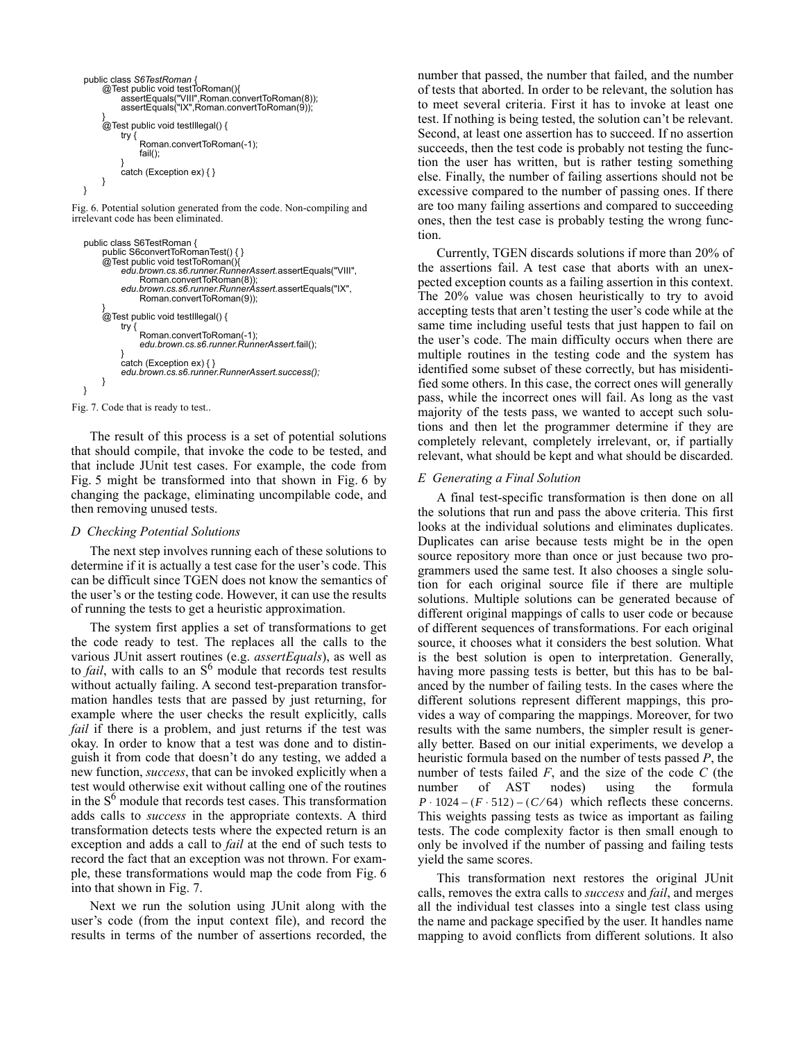```java
public class S6TestRoman {
    @Test public void testToRoman(){
        assertEquals("VIII",Roman.convertToRoman(8));
        assertEquals("IX",Roman.convertToRoman(9));
    }
    @Test public void testIllegal() {
        try {
            Roman.convertToRoman(-1);
            fail();
        }
        catch (Exception ex) { }
    }
}
```

Fig. 6. Potential solution generated from the code. Non-compiling and irrelevant code has been eliminated.

```java
public class S6TestRoman {
    public S6convertToRomanTest() { }
    @Test public void testToRoman(){
        edu.brown.cs.s6.runner.RunnerAssert.assertEquals("VIII",
            Roman.convertToRoman(8));
        edu.brown.cs.s6.runner.RunnerAssert.assertEquals("IX",
            Roman.convertToRoman(9));
    }
    @Test public void testIllegal() {
        try {
            Roman.convertToRoman(-1);
            edu.brown.cs.s6.runner.RunnerAssert.fail();
        }
        catch (Exception ex) { }
        edu.brown.cs.s6.runner.RunnerAssert.success();
    }
}
```

Fig. 7. Code that is ready to test..

The result of this process is a set of potential solutions that should compile, that invoke the code to be tested, and that include JUnit test cases. For example, the code from Fig. 5 might be transformed into that shown in Fig. 6 by changing the package, eliminating uncompilable code, and then removing unused tests.

### D Checking Potential Solutions

The next step involves running each of these solutions to determine if it is actually a test case for the user's code. This can be difficult since TGEN does not know the semantics of the user's or the testing code. However, it can use the results of running the tests to get a heuristic approximation.

The system first applies a set of transformations to get the code ready to test. The replaces all the calls to the various JUnit assert routines (e.g. *assertEquals*), as well as to *fail*, with calls to an $S^6$ module that records test results without actually failing. A second test-preparation transformation handles tests that are passed by just returning, for example where the user checks the result explicitly, calls *fail* if there is a problem, and just returns if the test was okay. In order to know that a test was done and to distinguish it from code that doesn't do any testing, we added a new function, *success*, that can be invoked explicitly when a test would otherwise exit without calling one of the routines in the $S^6$ module that records test cases. This transformation adds calls to *success* in the appropriate contexts. A third transformation detects tests where the expected return is an exception and adds a call to *fail* at the end of such tests to record the fact that an exception was not thrown. For example, these transformations would map the code from Fig. 6 into that shown in Fig. 7.

Next we run the solution using JUnit along with the user's code (from the input context file), and record the results in terms of the number of assertions recorded, the number that passed, the number that failed, and the number of tests that aborted. In order to be relevant, the solution has to meet several criteria. First it has to invoke at least one test. If nothing is being tested, the solution can't be relevant. Second, at least one assertion has to succeed. If no assertion succeeds, then the test code is probably not testing the function the user has written, but is rather testing something else. Finally, the number of failing assertions should not be excessive compared to the number of passing ones. If there are too many failing assertions and compared to succeeding ones, then the test case is probably testing the wrong function.

Currently, TGEN discards solutions if more than 20% of the assertions fail. A test case that aborts with an unexpected exception counts as a failing assertion in this context. The 20% value was chosen heuristically to try to avoid accepting tests that aren't testing the user's code while at the same time including useful tests that just happen to fail on the user's code. The main difficulty occurs when there are multiple routines in the testing code and the system has identified some subset of these correctly, but has misidentified some others. In this case, the correct ones will generally pass, while the incorrect ones will fail. As long as the vast majority of the tests pass, we wanted to accept such solutions and then let the programmer determine if they are completely relevant, completely irrelevant, or, if partially relevant, what should be kept and what should be discarded.

### E Generating a Final Solution

A final test-specific transformation is then done on all the solutions that run and pass the above criteria. This first looks at the individual solutions and eliminates duplicates. Duplicates can arise because tests might be in the open source repository more than once or just because two programmers used the same test. It also chooses a single solution for each original source file if there are multiple solutions. Multiple solutions can be generated because of different original mappings of calls to user code or because of different sequences of transformations. For each original source, it chooses what it considers the best solution. What is the best solution is open to interpretation. Generally, having more passing tests is better, but this has to be balanced by the number of failing tests. In the cases where the different solutions represent different mappings, this provides a way of comparing the mappings. Moreover, for two results with the same numbers, the simpler result is generally better. Based on our initial experiments, we develop a heuristic formula based on the number of tests passed $P$, the number of tests failed $F$, and the size of the code $C$ (the number of AST nodes) using the formula $P \cdot 1024 - (F \cdot 512) - (C/64)$ which reflects these concerns. This weights passing tests as twice as important as failing tests. The code complexity factor is then small enough to only be involved if the number of passing and failing tests yield the same scores.

This transformation next restores the original JUnit calls, removes the extra calls to *success* and *fail*, and merges all the individual test classes into a single test class using the name and package specified by the user. It handles name mapping to avoid conflicts from different solutions. It also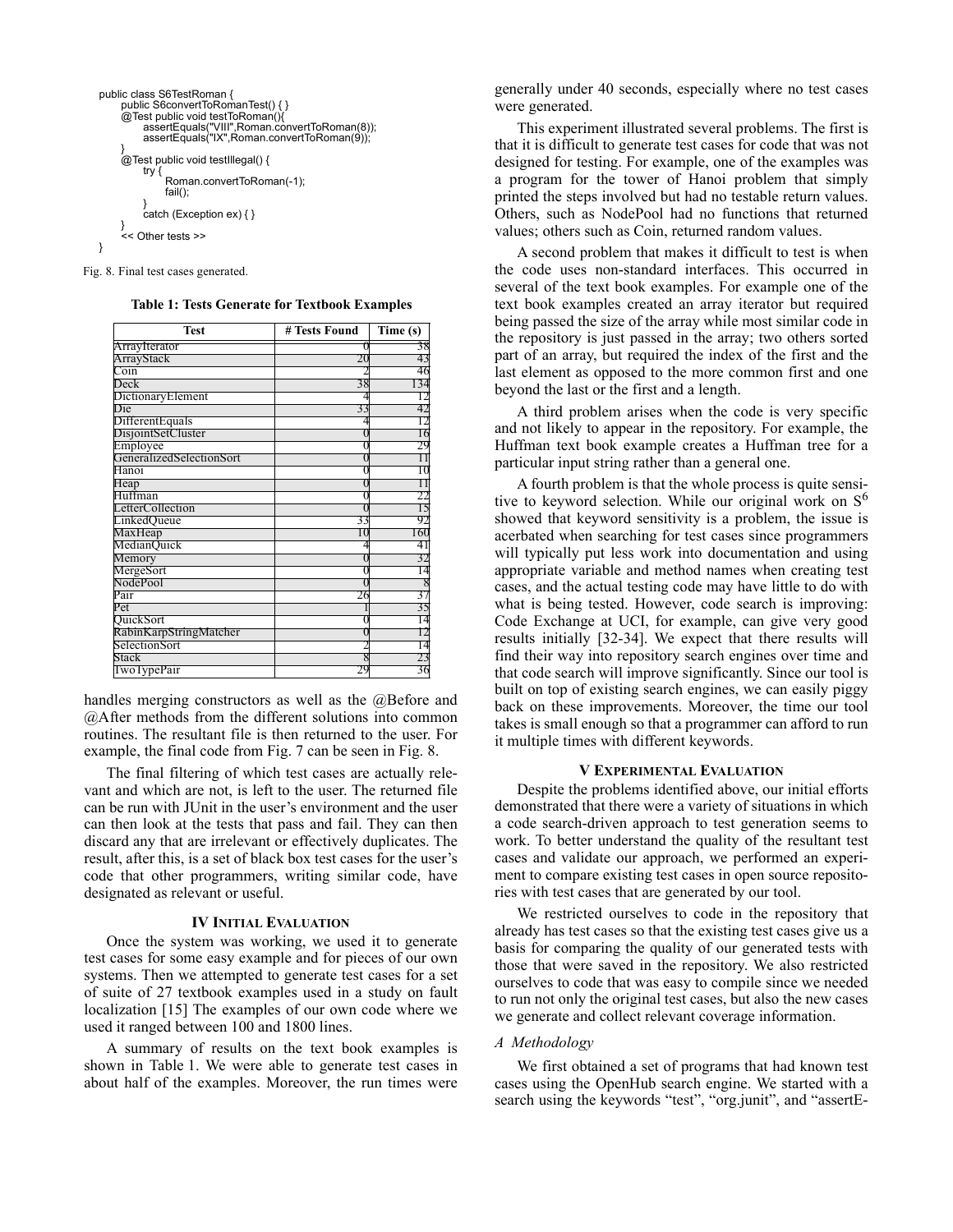```java
public class S6TestRoman {
    public S6convertToRomanTest() { }
    @Test public void testToRoman(){
        assertEquals("VIII",Roman.convertToRoman(8));
        assertEquals("IX",Roman.convertToRoman(9));
    }
    @Test public void testIllegal() {
        try {
            Roman.convertToRoman(-1);
            fail();
        }
        catch (Exception ex) { }
    }
    << Other tests >>
}
```

Fig. 8. Final test cases generated.

**Table 1: Tests Generate for Textbook Examples**

| Test | # Tests Found | Time (s) |
|---|---|---|
| ArrayIterator | 0 | 38 |
| ArrayStack | 20 | 43 |
| Coin | 2 | 46 |
| Deck | 38 | 134 |
| DictionaryElement | 4 | 12 |
| Die | 33 | 42 |
| DifferentEquals | 4 | 12 |
| DisjointSetCluster | 0 | 16 |
| Employee | 0 | 29 |
| GeneralizedSelectionSort | 0 | 11 |
| Hanoi | 0 | 10 |
| Heap | 0 | 11 |
| Huffman | 0 | 22 |
| LetterCollection | 0 | 15 |
| LinkedQueue | 33 | 92 |
| MaxHeap | 10 | 160 |
| MedianQuick | 4 | 41 |
| Memory | 0 | 32 |
| MergeSort | 0 | 14 |
| NodePool | 0 | 8 |
| Pair | 26 | 37 |
| Pet | 1 | 35 |
| QuickSort | 0 | 14 |
| RabinKarpStringMatcher | 0 | 12 |
| SelectionSort | 2 | 14 |
| Stack | 8 | 23 |
| TwoTypePair | 29 | 36 |

handles merging constructors as well as the @Before and @After methods from the different solutions into common routines. The resultant file is then returned to the user. For example, the final code from Fig. 7 can be seen in Fig. 8.

The final filtering of which test cases are actually relevant and which are not, is left to the user. The returned file can be run with JUnit in the user's environment and the user can then look at the tests that pass and fail. They can then discard any that are irrelevant or effectively duplicates. The result, after this, is a set of black box test cases for the user's code that other programmers, writing similar code, have designated as relevant or useful.

## IV Initial Evaluation

Once the system was working, we used it to generate test cases for some easy example and for pieces of our own systems. Then we attempted to generate test cases for a set of suite of 27 textbook examples used in a study on fault localization [15] The examples of our own code where we used it ranged between 100 and 1800 lines.

A summary of results on the text book examples is shown in Table 1. We were able to generate test cases in about half of the examples. Moreover, the run times were generally under 40 seconds, especially where no test cases were generated.

This experiment illustrated several problems. The first is that it is difficult to generate test cases for code that was not designed for testing. For example, one of the examples was a program for the tower of Hanoi problem that simply printed the steps involved but had no testable return values. Others, such as NodePool had no functions that returned values; others such as Coin, returned random values.

A second problem that makes it difficult to test is when the code uses non-standard interfaces. This occurred in several of the text book examples. For example one of the text book examples created an array iterator but required being passed the size of the array while most similar code in the repository is just passed in the array; two others sorted part of an array, but required the index of the first and the last element as opposed to the more common first and one beyond the last or the first and a length.

A third problem arises when the code is very specific and not likely to appear in the repository. For example, the Huffman text book example creates a Huffman tree for a particular input string rather than a general one.

A fourth problem is that the whole process is quite sensitive to keyword selection. While our original work on $S^6$ showed that keyword sensitivity is a problem, the issue is acerbated when searching for test cases since programmers will typically put less work into documentation and using appropriate variable and method names when creating test cases, and the actual testing code may have little to do with what is being tested. However, code search is improving: Code Exchange at UCI, for example, can give very good results initially [32-34]. We expect that there results will find their way into repository search engines over time and that code search will improve significantly. Since our tool is built on top of existing search engines, we can easily piggy back on these improvements. Moreover, the time our tool takes is small enough so that a programmer can afford to run it multiple times with different keywords.

## V Experimental Evaluation

Despite the problems identified above, our initial efforts demonstrated that there were a variety of situations in which a code search-driven approach to test generation seems to work. To better understand the quality of the resultant test cases and validate our approach, we performed an experiment to compare existing test cases in open source repositories with test cases that are generated by our tool.

We restricted ourselves to code in the repository that already has test cases so that the existing test cases give us a basis for comparing the quality of our generated tests with those that were saved in the repository. We also restricted ourselves to code that was easy to compile since we needed to run not only the original test cases, but also the new cases we generate and collect relevant coverage information.

### *A Methodology*

We first obtained a set of programs that had known test cases using the OpenHub search engine. We started with a search using the keywords "test", "org.junit", and "assertE-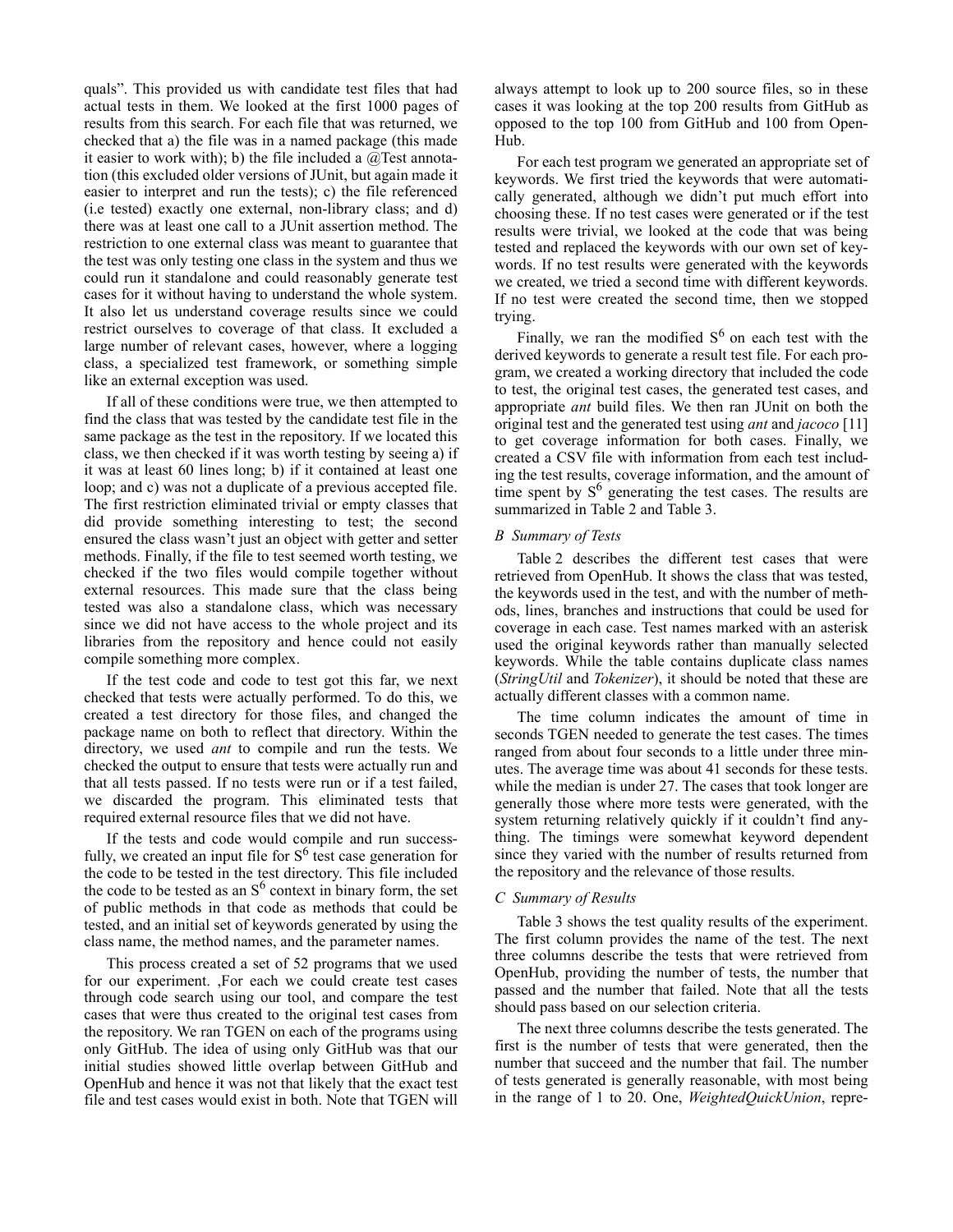quals". This provided us with candidate test files that had actual tests in them. We looked at the first 1000 pages of results from this search. For each file that was returned, we checked that a) the file was in a named package (this made it easier to work with); b) the file included a @Test annotation (this excluded older versions of JUnit, but again made it easier to interpret and run the tests); c) the file referenced (i.e tested) exactly one external, non-library class; and d) there was at least one call to a JUnit assertion method. The restriction to one external class was meant to guarantee that the test was only testing one class in the system and thus we could run it standalone and could reasonably generate test cases for it without having to understand the whole system. It also let us understand coverage results since we could restrict ourselves to coverage of that class. It excluded a large number of relevant cases, however, where a logging class, a specialized test framework, or something simple like an external exception was used.

If all of these conditions were true, we then attempted to find the class that was tested by the candidate test file in the same package as the test in the repository. If we located this class, we then checked if it was worth testing by seeing a) if it was at least 60 lines long; b) if it contained at least one loop; and c) was not a duplicate of a previous accepted file. The first restriction eliminated trivial or empty classes that did provide something interesting to test; the second ensured the class wasn't just an object with getter and setter methods. Finally, if the file to test seemed worth testing, we checked if the two files would compile together without external resources. This made sure that the class being tested was also a standalone class, which was necessary since we did not have access to the whole project and its libraries from the repository and hence could not easily compile something more complex.

If the test code and code to test got this far, we next checked that tests were actually performed. To do this, we created a test directory for those files, and changed the package name on both to reflect that directory. Within the directory, we used *ant* to compile and run the tests. We checked the output to ensure that tests were actually run and that all tests passed. If no tests were run or if a test failed, we discarded the program. This eliminated tests that required external resource files that we did not have.

If the tests and code would compile and run successfully, we created an input file for $S^6$ test case generation for the code to be tested in the test directory. This file included the code to be tested as an $S^6$ context in binary form, the set of public methods in that code as methods that could be tested, and an initial set of keywords generated by using the class name, the method names, and the parameter names.

This process created a set of 52 programs that we used for our experiment. ,For each we could create test cases through code search using our tool, and compare the test cases that were thus created to the original test cases from the repository. We ran TGEN on each of the programs using only GitHub. The idea of using only GitHub was that our initial studies showed little overlap between GitHub and OpenHub and hence it was not that likely that the exact test file and test cases would exist in both. Note that TGEN will always attempt to look up to 200 source files, so in these cases it was looking at the top 200 results from GitHub as opposed to the top 100 from GitHub and 100 from OpenHub.

For each test program we generated an appropriate set of keywords. We first tried the keywords that were automatically generated, although we didn't put much effort into choosing these. If no test cases were generated or if the test results were trivial, we looked at the code that was being tested and replaced the keywords with our own set of keywords. If no test results were generated with the keywords we created, we tried a second time with different keywords. If no test were created the second time, then we stopped trying.

Finally, we ran the modified $S^6$ on each test with the derived keywords to generate a result test file. For each program, we created a working directory that included the code to test, the original test cases, the generated test cases, and appropriate *ant* build files. We then ran JUnit on both the original test and the generated test using *ant* and *jacoco* [11] to get coverage information for both cases. Finally, we created a CSV file with information from each test including the test results, coverage information, and the amount of time spent by $S^6$ generating the test cases. The results are summarized in Table 2 and Table 3.

### *B Summary of Tests*

Table 2 describes the different test cases that were retrieved from OpenHub. It shows the class that was tested, the keywords used in the test, and with the number of methods, lines, branches and instructions that could be used for coverage in each case. Test names marked with an asterisk used the original keywords rather than manually selected keywords. While the table contains duplicate class names (*StringUtil* and *Tokenizer*), it should be noted that these are actually different classes with a common name.

The time column indicates the amount of time in seconds TGEN needed to generate the test cases. The times ranged from about four seconds to a little under three minutes. The average time was about 41 seconds for these tests. while the median is under 27. The cases that took longer are generally those where more tests were generated, with the system returning relatively quickly if it couldn't find anything. The timings were somewhat keyword dependent since they varied with the number of results returned from the repository and the relevance of those results.

### *C Summary of Results*

Table 3 shows the test quality results of the experiment. The first column provides the name of the test. The next three columns describe the tests that were retrieved from OpenHub, providing the number of tests, the number that passed and the number that failed. Note that all the tests should pass based on our selection criteria.

The next three columns describe the tests generated. The first is the number of tests that were generated, then the number that succeed and the number that fail. The number of tests generated is generally reasonable, with most being in the range of 1 to 20. One, *WeightedQuickUnion*, repre-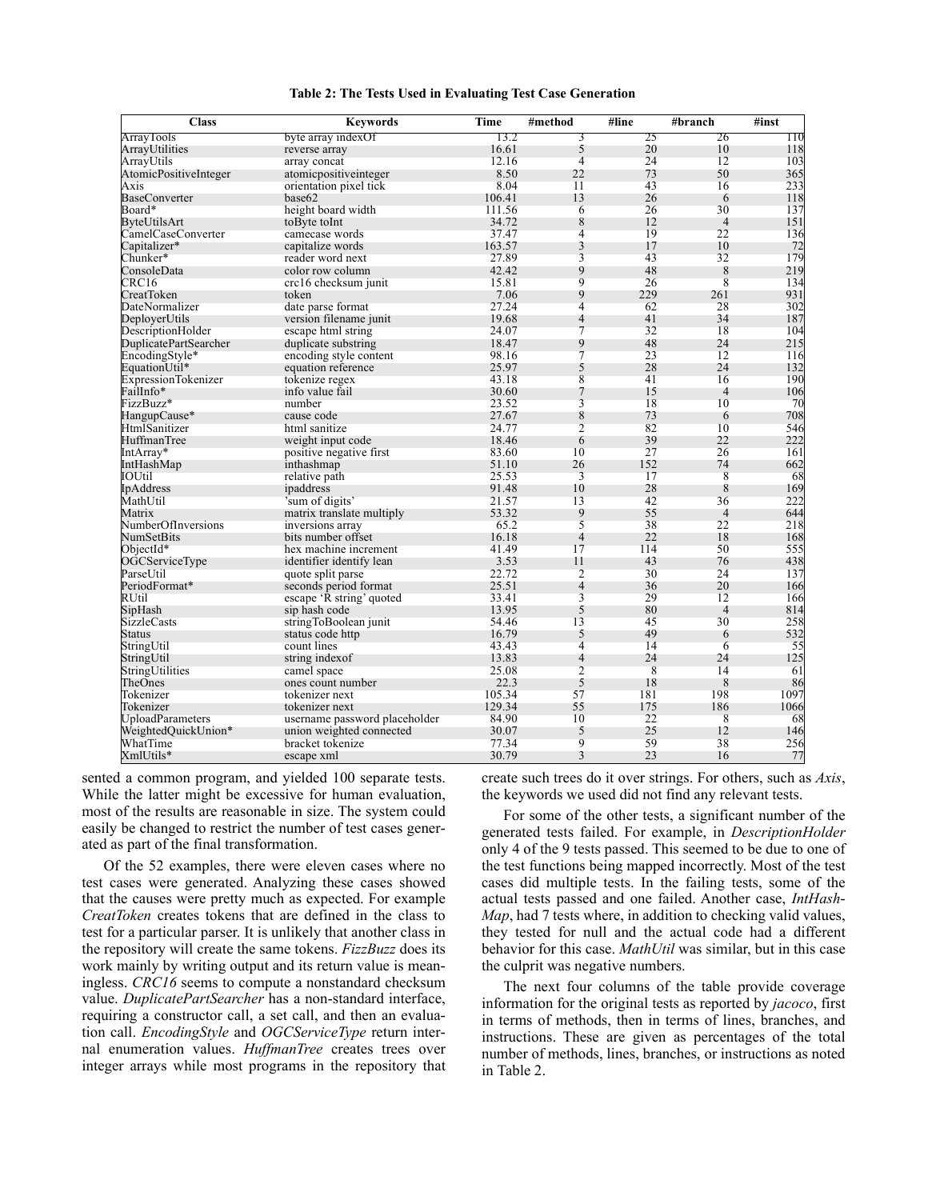**Table 2: The Tests Used in Evaluating Test Case Generation**

| Class | Keywords | Time | #method | #line | #branch | #inst |
|---|---|---|---|---|---|---|
| ArrayTools | byte array indexOf | 13.2 | 3 | 25 | 26 | 110 |
| ArrayUtilities | reverse array | 16.61 | 5 | 20 | 10 | 118 |
| ArrayUtils | array concat | 12.16 | 4 | 24 | 12 | 103 |
| AtomicPositiveInteger | atomicpositiveinteger | 8.50 | 22 | 73 | 50 | 365 |
| Axis | orientation pixel tick | 8.04 | 11 | 43 | 16 | 233 |
| BaseConverter | base62 | 106.41 | 13 | 26 | 6 | 118 |
| Board* | height board width | 111.56 | 6 | 26 | 30 | 137 |
| ByteUtilsArt | toByte toInt | 34.72 | 8 | 12 | 4 | 151 |
| CamelCaseConverter | camecase words | 37.47 | 4 | 19 | 22 | 136 |
| Capitalizer* | capitalize words | 163.57 | 3 | 17 | 10 | 72 |
| Chunker* | reader word next | 27.89 | 3 | 43 | 32 | 179 |
| ConsoleData | color row column | 42.42 | 9 | 48 | 8 | 219 |
| CRC16 | crc16 checksum junit | 15.81 | 9 | 26 | 8 | 134 |
| CreatToken | token | 7.06 | 9 | 229 | 261 | 931 |
| DateNormalizer | date parse format | 27.24 | 4 | 62 | 28 | 302 |
| DeployerUtils | version filename junit | 19.68 | 4 | 41 | 34 | 187 |
| DescriptionHolder | escape html string | 24.07 | 7 | 32 | 18 | 104 |
| DuplicatePartSearcher | duplicate substring | 18.47 | 9 | 48 | 24 | 215 |
| EncodingStyle* | encoding style content | 98.16 | 7 | 23 | 12 | 116 |
| EquationUtil* | equation reference | 25.97 | 5 | 28 | 24 | 132 |
| ExpressionTokenizer | tokenize regex | 43.18 | 8 | 41 | 16 | 190 |
| FailInfo* | info value fail | 30.60 | 7 | 15 | 4 | 106 |
| FizzBuzz* | number | 23.52 | 3 | 18 | 10 | 70 |
| HangupCause* | cause code | 27.67 | 8 | 73 | 6 | 708 |
| HtmlSanitizer | html sanitize | 24.77 | 2 | 82 | 10 | 546 |
| HuffmanTree | weight input code | 18.46 | 6 | 39 | 22 | 222 |
| IntArray* | positive negative first | 83.60 | 10 | 27 | 26 | 161 |
| IntHashMap | inthashmap | 51.10 | 26 | 152 | 74 | 662 |
| IOUtil | relative path | 25.53 | 3 | 17 | 8 | 68 |
| IpAddress | ipaddress | 91.48 | 10 | 28 | 8 | 169 |
| MathUtil | 'sum of digits' | 21.57 | 13 | 42 | 36 | 222 |
| Matrix | matrix translate multiply | 53.32 | 9 | 55 | 4 | 644 |
| NumberOfInversions | inversions array | 65.2 | 5 | 38 | 22 | 218 |
| NumSetBits | bits number offset | 16.18 | 4 | 22 | 18 | 168 |
| ObjectId* | hex machine increment | 41.49 | 17 | 114 | 50 | 555 |
| OGCServiceType | identifier identify lean | 3.53 | 11 | 43 | 76 | 438 |
| ParseUtil | quote split parse | 22.72 | 2 | 30 | 24 | 137 |
| PeriodFormat* | seconds period format | 25.51 | 4 | 36 | 20 | 166 |
| RUtil | escape 'R string' quoted | 33.41 | 3 | 29 | 12 | 166 |
| SipHash | sip hash code | 13.95 | 5 | 80 | 4 | 814 |
| SizzleCasts | stringToBoolean junit | 54.46 | 13 | 45 | 30 | 258 |
| Status | status code http | 16.79 | 5 | 49 | 6 | 532 |
| StringUtil | count lines | 43.43 | 4 | 14 | 6 | 55 |
| StringUtil | string indexof | 13.83 | 4 | 24 | 24 | 125 |
| StringUtilities | camel space | 25.08 | 2 | 8 | 14 | 61 |
| TheOnes | ones count number | 22.3 | 5 | 18 | 8 | 86 |
| Tokenizer | tokenizer next | 105.34 | 57 | 181 | 198 | 1097 |
| Tokenizer | tokenizer next | 129.34 | 55 | 175 | 186 | 1066 |
| UploadParameters | username password placeholder | 84.90 | 10 | 22 | 8 | 68 |
| WeightedQuickUnion* | union weighted connected | 30.07 | 5 | 25 | 12 | 146 |
| WhatTime | bracket tokenize | 77.34 | 9 | 59 | 38 | 256 |
| XmlUtils* | escape xml | 30.79 | 3 | 23 | 16 | 77 |

sented a common program, and yielded 100 separate tests. While the latter might be excessive for human evaluation, most of the results are reasonable in size. The system could easily be changed to restrict the number of test cases generated as part of the final transformation.

Of the 52 examples, there were eleven cases where no test cases were generated. Analyzing these cases showed that the causes were pretty much as expected. For example *CreatToken* creates tokens that are defined in the class to test for a particular parser. It is unlikely that another class in the repository will create the same tokens. *FizzBuzz* does its work mainly by writing output and its return value is meaningless. *CRC16* seems to compute a nonstandard checksum value. *DuplicatePartSearcher* has a non-standard interface, requiring a constructor call, a set call, and then an evaluation call. *EncodingStyle* and *OGCServiceType* return internal enumeration values. *HuffmanTree* creates trees over integer arrays while most programs in the repository that create such trees do it over strings. For others, such as *Axis*, the keywords we used did not find any relevant tests.

For some of the other tests, a significant number of the generated tests failed. For example, in *DescriptionHolder* only 4 of the 9 tests passed. This seemed to be due to one of the test functions being mapped incorrectly. Most of the test cases did multiple tests. In the failing tests, some of the actual tests passed and one failed. Another case, *IntHashMap*, had 7 tests where, in addition to checking valid values, they tested for null and the actual code had a different behavior for this case. *MathUtil* was similar, but in this case the culprit was negative numbers.

The next four columns of the table provide coverage information for the original tests as reported by *jacoco*, first in terms of methods, then in terms of lines, branches, and instructions. These are given as percentages of the total number of methods, lines, branches, or instructions as noted in Table 2.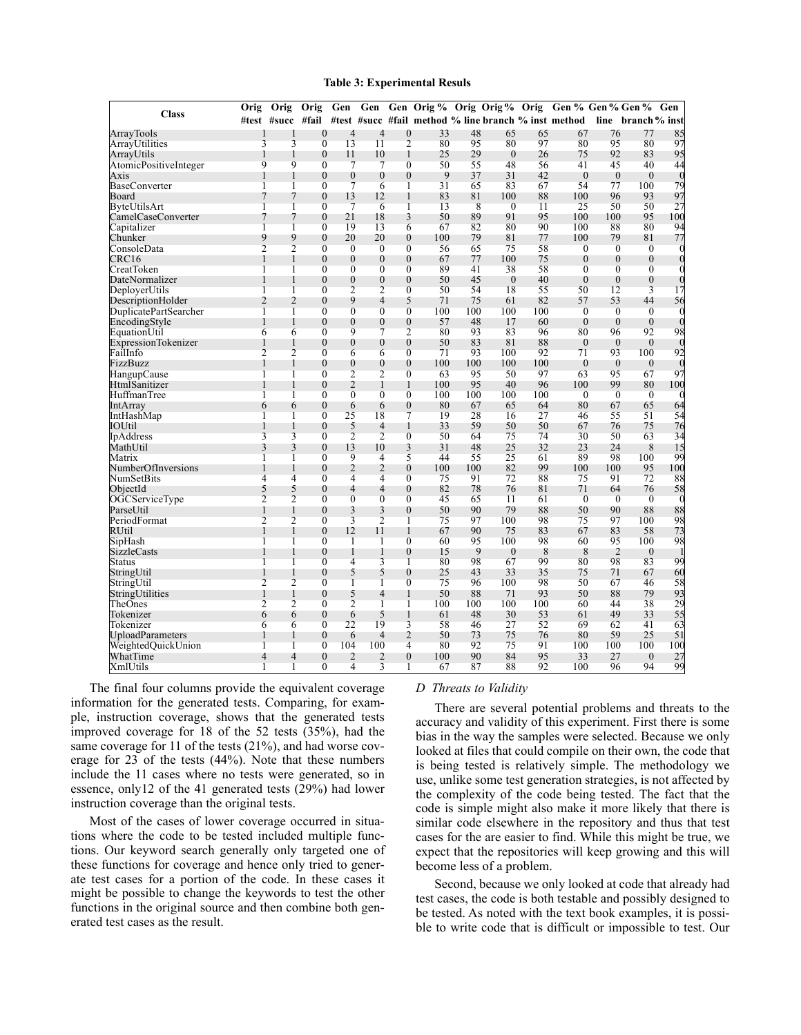**Table 3: Experimental Resuls**

| Class | Orig #test | Orig #succ | Orig #fail | Gen #test | Gen #succ | Gen #fail | Orig % method | Orig % line | Orig % branch | Orig % inst | Gen % method | Gen % line | Gen % branch | Gen % inst |
|---|---|---|---|---|---|---|---|---|---|---|---|---|---|---|
| ArrayTools | 1 | 1 | 0 | 4 | 4 | 0 | 33 | 48 | 65 | 65 | 67 | 76 | 77 | 85 |
| ArrayUtilities | 3 | 3 | 0 | 13 | 11 | 2 | 80 | 95 | 80 | 97 | 80 | 95 | 80 | 97 |
| ArrayUtils | 1 | 1 | 0 | 11 | 10 | 1 | 25 | 29 | 0 | 26 | 75 | 92 | 83 | 95 |
| AtomicPositiveInteger | 9 | 9 | 0 | 7 | 7 | 0 | 50 | 55 | 48 | 56 | 41 | 45 | 40 | 44 |
| Axis | 1 | 1 | 0 | 0 | 0 | 0 | 9 | 37 | 31 | 42 | 0 | 0 | 0 | 0 |
| BaseConverter | 1 | 1 | 0 | 7 | 6 | 1 | 31 | 65 | 83 | 67 | 54 | 77 | 100 | 79 |
| Board | 7 | 7 | 0 | 13 | 12 | 1 | 83 | 81 | 100 | 88 | 100 | 96 | 93 | 97 |
| ByteUtilsArt | 1 | 1 | 0 | 7 | 6 | 1 | 13 | 8 | 0 | 11 | 25 | 50 | 50 | 27 |
| CamelCaseConverter | 7 | 7 | 0 | 21 | 18 | 3 | 50 | 89 | 91 | 95 | 100 | 100 | 95 | 100 |
| Capitalizer | 1 | 1 | 0 | 19 | 13 | 6 | 67 | 82 | 80 | 90 | 100 | 88 | 80 | 94 |
| Chunker | 9 | 9 | 0 | 20 | 20 | 0 | 100 | 79 | 81 | 77 | 100 | 79 | 81 | 77 |
| ConsoleData | 2 | 2 | 0 | 0 | 0 | 0 | 56 | 65 | 75 | 58 | 0 | 0 | 0 | 0 |
| CRC16 | 1 | 1 | 0 | 0 | 0 | 0 | 67 | 77 | 100 | 75 | 0 | 0 | 0 | 0 |
| CreatToken | 1 | 1 | 0 | 0 | 0 | 0 | 89 | 41 | 38 | 58 | 0 | 0 | 0 | 0 |
| DateNormalizer | 1 | 1 | 0 | 0 | 0 | 0 | 50 | 45 | 0 | 40 | 0 | 0 | 0 | 0 |
| DeployerUtils | 1 | 1 | 0 | 2 | 2 | 0 | 50 | 54 | 18 | 55 | 50 | 12 | 3 | 17 |
| DescriptionHolder | 2 | 2 | 0 | 9 | 4 | 5 | 71 | 75 | 61 | 82 | 57 | 53 | 44 | 56 |
| DuplicatePartSearcher | 1 | 1 | 0 | 0 | 0 | 0 | 100 | 100 | 100 | 100 | 0 | 0 | 0 | 0 |
| EncodingStyle | 1 | 1 | 0 | 0 | 0 | 0 | 57 | 48 | 17 | 60 | 0 | 0 | 0 | 0 |
| EquationUtil | 6 | 6 | 0 | 9 | 7 | 2 | 80 | 93 | 83 | 96 | 80 | 96 | 92 | 98 |
| ExpressionTokenizer | 1 | 1 | 0 | 0 | 0 | 0 | 50 | 83 | 81 | 88 | 0 | 0 | 0 | 0 |
| FailInfo | 2 | 2 | 0 | 6 | 6 | 0 | 71 | 93 | 100 | 92 | 71 | 93 | 100 | 92 |
| FizzBuzz | 1 | 1 | 0 | 0 | 0 | 0 | 100 | 100 | 100 | 100 | 0 | 0 | 0 | 0 |
| HangupCause | 1 | 1 | 0 | 2 | 2 | 0 | 63 | 95 | 50 | 97 | 63 | 95 | 67 | 97 |
| HtmlSanitizer | 1 | 1 | 0 | 2 | 1 | 1 | 100 | 95 | 40 | 96 | 100 | 99 | 80 | 100 |
| HuffmanTree | 1 | 1 | 0 | 0 | 0 | 0 | 100 | 100 | 100 | 100 | 0 | 0 | 0 | 0 |
| IntArray | 6 | 6 | 0 | 6 | 6 | 0 | 80 | 67 | 65 | 64 | 80 | 67 | 65 | 64 |
| IntHashMap | 1 | 1 | 0 | 25 | 18 | 7 | 19 | 28 | 16 | 27 | 46 | 55 | 51 | 54 |
| IOUtil | 1 | 1 | 0 | 5 | 4 | 1 | 33 | 59 | 50 | 50 | 67 | 76 | 75 | 76 |
| IpAddress | 3 | 3 | 0 | 2 | 2 | 0 | 50 | 64 | 75 | 74 | 30 | 50 | 63 | 34 |
| MathUtil | 3 | 3 | 0 | 13 | 10 | 3 | 31 | 48 | 25 | 32 | 23 | 24 | 8 | 15 |
| Matrix | 1 | 1 | 0 | 9 | 4 | 5 | 44 | 55 | 25 | 61 | 89 | 98 | 100 | 99 |
| NumberOfInversions | 1 | 1 | 0 | 2 | 2 | 0 | 100 | 100 | 82 | 99 | 100 | 100 | 95 | 100 |
| NumSetBits | 4 | 4 | 0 | 4 | 4 | 0 | 75 | 91 | 72 | 88 | 75 | 91 | 72 | 88 |
| ObjectId | 5 | 5 | 0 | 4 | 4 | 0 | 82 | 78 | 76 | 81 | 71 | 64 | 76 | 58 |
| OGCServiceType | 2 | 2 | 0 | 0 | 0 | 0 | 45 | 65 | 11 | 61 | 0 | 0 | 0 | 0 |
| ParseUtil | 1 | 1 | 0 | 3 | 3 | 0 | 50 | 90 | 79 | 88 | 50 | 90 | 88 | 88 |
| PeriodFormat | 2 | 2 | 0 | 3 | 2 | 1 | 75 | 97 | 100 | 98 | 75 | 97 | 100 | 98 |
| RUtil | 1 | 1 | 0 | 12 | 11 | 1 | 67 | 90 | 75 | 83 | 67 | 83 | 58 | 73 |
| SipHash | 1 | 1 | 0 | 1 | 1 | 0 | 60 | 95 | 100 | 98 | 60 | 95 | 100 | 98 |
| SizzleCasts | 1 | 1 | 0 | 1 | 1 | 0 | 15 | 9 | 0 | 8 | 8 | 2 | 0 | 1 |
| Status | 1 | 1 | 0 | 4 | 3 | 1 | 80 | 98 | 67 | 99 | 80 | 98 | 83 | 99 |
| StringUtil | 1 | 1 | 0 | 5 | 5 | 0 | 25 | 43 | 33 | 35 | 75 | 71 | 67 | 60 |
| StringUtil | 2 | 2 | 0 | 1 | 1 | 0 | 75 | 96 | 100 | 98 | 50 | 67 | 46 | 58 |
| StringUtilities | 1 | 1 | 0 | 5 | 4 | 1 | 50 | 88 | 71 | 93 | 50 | 88 | 79 | 93 |
| TheOnes | 2 | 2 | 0 | 2 | 1 | 1 | 100 | 100 | 100 | 100 | 60 | 44 | 38 | 29 |
| Tokenizer | 6 | 6 | 0 | 6 | 5 | 1 | 61 | 48 | 30 | 53 | 61 | 49 | 33 | 55 |
| Tokenizer | 6 | 6 | 0 | 22 | 19 | 3 | 58 | 46 | 27 | 52 | 69 | 62 | 41 | 63 |
| UploadParameters | 1 | 1 | 0 | 6 | 4 | 2 | 50 | 73 | 75 | 76 | 80 | 59 | 25 | 51 |
| WeightedQuickUnion | 1 | 1 | 0 | 104 | 100 | 4 | 80 | 92 | 75 | 91 | 100 | 100 | 100 | 100 |
| WhatTime | 4 | 4 | 0 | 2 | 2 | 0 | 100 | 90 | 84 | 95 | 33 | 27 | 0 | 27 |
| XmlUtils | 1 | 1 | 0 | 4 | 3 | 1 | 67 | 87 | 88 | 92 | 100 | 96 | 94 | 99 |

The final four columns provide the equivalent coverage information for the generated tests. Comparing, for example, instruction coverage, shows that the generated tests improved coverage for 18 of the 52 tests (35%), had the same coverage for 11 of the tests (21%), and had worse coverage for 23 of the tests (44%). Note that these numbers include the 11 cases where no tests were generated, so in essence, only12 of the 41 generated tests (29%) had lower instruction coverage than the original tests.

Most of the cases of lower coverage occurred in situations where the code to be tested included multiple functions. Our keyword search generally only targeted one of these functions for coverage and hence only tried to generate test cases for a portion of the code. In these cases it might be possible to change the keywords to test the other functions in the original source and then combine both generated test cases as the result.

### *D Threats to Validity*

There are several potential problems and threats to the accuracy and validity of this experiment. First there is some bias in the way the samples were selected. Because we only looked at files that could compile on their own, the code that is being tested is relatively simple. The methodology we use, unlike some test generation strategies, is not affected by the complexity of the code being tested. The fact that the code is simple might also make it more likely that there is similar code elsewhere in the repository and thus that test cases for the are easier to find. While this might be true, we expect that the repositories will keep growing and this will become less of a problem.

Second, because we only looked at code that already had test cases, the code is both testable and possibly designed to be tested. As noted with the text book examples, it is possible to write code that is difficult or impossible to test. Our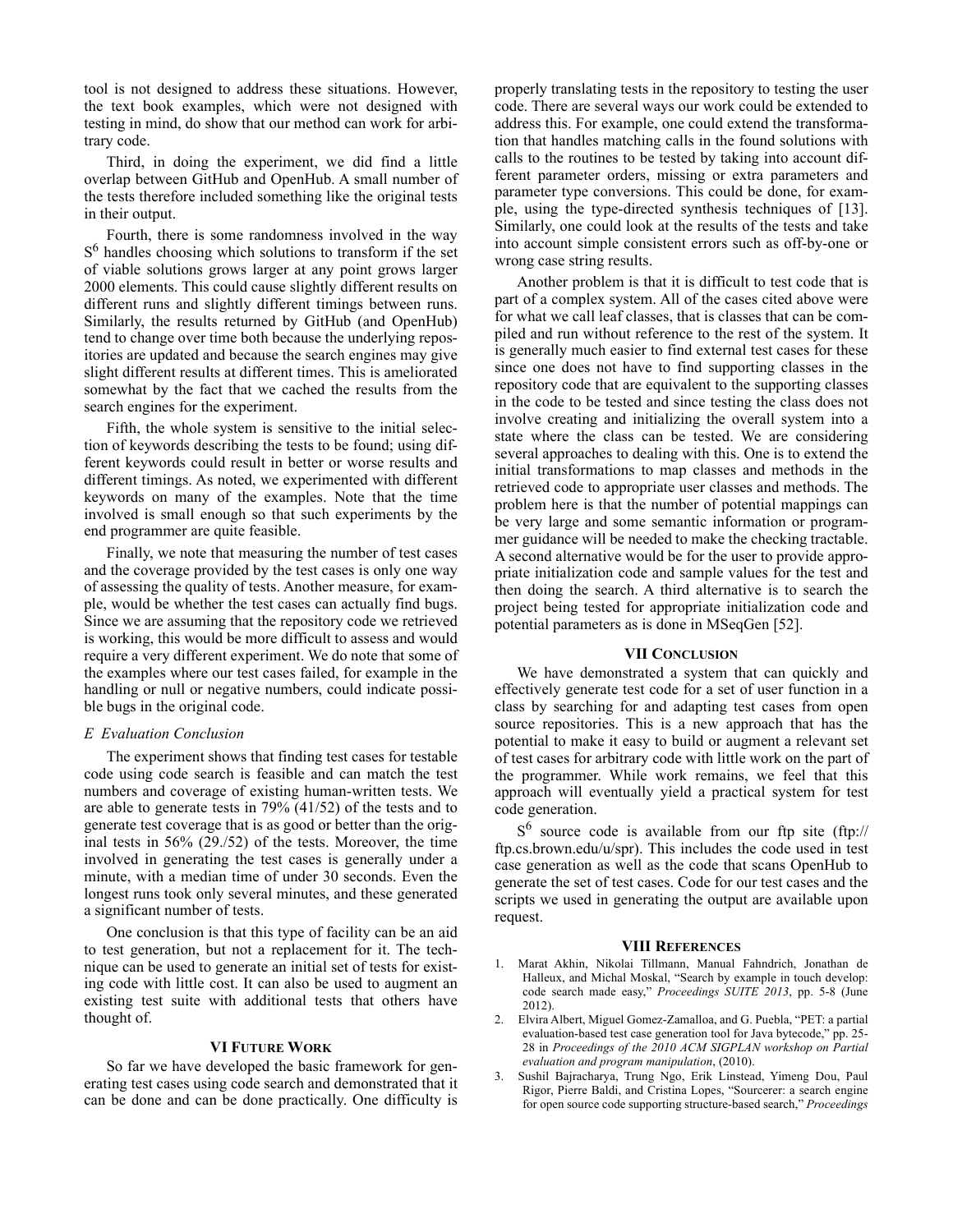tool is not designed to address these situations. However, the text book examples, which were not designed with testing in mind, do show that our method can work for arbitrary code.

Third, in doing the experiment, we did find a little overlap between GitHub and OpenHub. A small number of the tests therefore included something like the original tests in their output.

Fourth, there is some randomness involved in the way $S^6$ handles choosing which solutions to transform if the set of viable solutions grows larger at any point grows larger 2000 elements. This could cause slightly different results on different runs and slightly different timings between runs. Similarly, the results returned by GitHub (and OpenHub) tend to change over time both because the underlying repositories are updated and because the search engines may give slight different results at different times. This is ameliorated somewhat by the fact that we cached the results from the search engines for the experiment.

Fifth, the whole system is sensitive to the initial selection of keywords describing the tests to be found; using different keywords could result in better or worse results and different timings. As noted, we experimented with different keywords on many of the examples. Note that the time involved is small enough so that such experiments by the end programmer are quite feasible.

Finally, we note that measuring the number of test cases and the coverage provided by the test cases is only one way of assessing the quality of tests. Another measure, for example, would be whether the test cases can actually find bugs. Since we are assuming that the repository code we retrieved is working, this would be more difficult to assess and would require a very different experiment. We do note that some of the examples where our test cases failed, for example in the handling or null or negative numbers, could indicate possible bugs in the original code.

### *E Evaluation Conclusion*

The experiment shows that finding test cases for testable code using code search is feasible and can match the test numbers and coverage of existing human-written tests. We are able to generate tests in 79% (41/52) of the tests and to generate test coverage that is as good or better than the original tests in 56% (29./52) of the tests. Moreover, the time involved in generating the test cases is generally under a minute, with a median time of under 30 seconds. Even the longest runs took only several minutes, and these generated a significant number of tests.

One conclusion is that this type of facility can be an aid to test generation, but not a replacement for it. The technique can be used to generate an initial set of tests for existing code with little cost. It can also be used to augment an existing test suite with additional tests that others have thought of.

## VI Future Work

So far we have developed the basic framework for generating test cases using code search and demonstrated that it can be done and can be done practically. One difficulty is properly translating tests in the repository to testing the user code. There are several ways our work could be extended to address this. For example, one could extend the transformation that handles matching calls in the found solutions with calls to the routines to be tested by taking into account different parameter orders, missing or extra parameters and parameter type conversions. This could be done, for example, using the type-directed synthesis techniques of [13]. Similarly, one could look at the results of the tests and take into account simple consistent errors such as off-by-one or wrong case string results.

Another problem is that it is difficult to test code that is part of a complex system. All of the cases cited above were for what we call leaf classes, that is classes that can be compiled and run without reference to the rest of the system. It is generally much easier to find external test cases for these since one does not have to find supporting classes in the repository code that are equivalent to the supporting classes in the code to be tested and since testing the class does not involve creating and initializing the overall system into a state where the class can be tested. We are considering several approaches to dealing with this. One is to extend the initial transformations to map classes and methods in the retrieved code to appropriate user classes and methods. The problem here is that the number of potential mappings can be very large and some semantic information or programmer guidance will be needed to make the checking tractable. A second alternative would be for the user to provide appropriate initialization code and sample values for the test and then doing the search. A third alternative is to search the project being tested for appropriate initialization code and potential parameters as is done in MSeqGen [52].

## VII Conclusion

We have demonstrated a system that can quickly and effectively generate test code for a set of user function in a class by searching for and adapting test cases from open source repositories. This is a new approach that has the potential to make it easy to build or augment a relevant set of test cases for arbitrary code with little work on the part of the programmer. While work remains, we feel that this approach will eventually yield a practical system for test code generation.

$S^6$ source code is available from our ftp site (ftp://ftp.cs.brown.edu/u/spr). This includes the code used in test case generation as well as the code that scans OpenHub to generate the set of test cases. Code for our test cases and the scripts we used in generating the output are available upon request.

## VIII References

1. Marat Akhin, Nikolai Tillmann, Manual Fahndrich, Jonathan de Halleux, and Michal Moskal, "Search by example in touch develop: code search made easy," *Proceedings SUITE 2013*, pp. 5-8 (June 2012).
2. Elvira Albert, Miguel Gomez-Zamalloa, and G. Puebla, "PET: a partial evaluation-based test case generation tool for Java bytecode," pp. 25-28 in *Proceedings of the 2010 ACM SIGPLAN workshop on Partial evaluation and program manipulation*, (2010).
3. Sushil Bajracharya, Trung Ngo, Erik Linstead, Yimeng Dou, Paul Rigor, Pierre Baldi, and Cristina Lopes, "Sourcerer: a search engine for open source code supporting structure-based search," *Proceedings*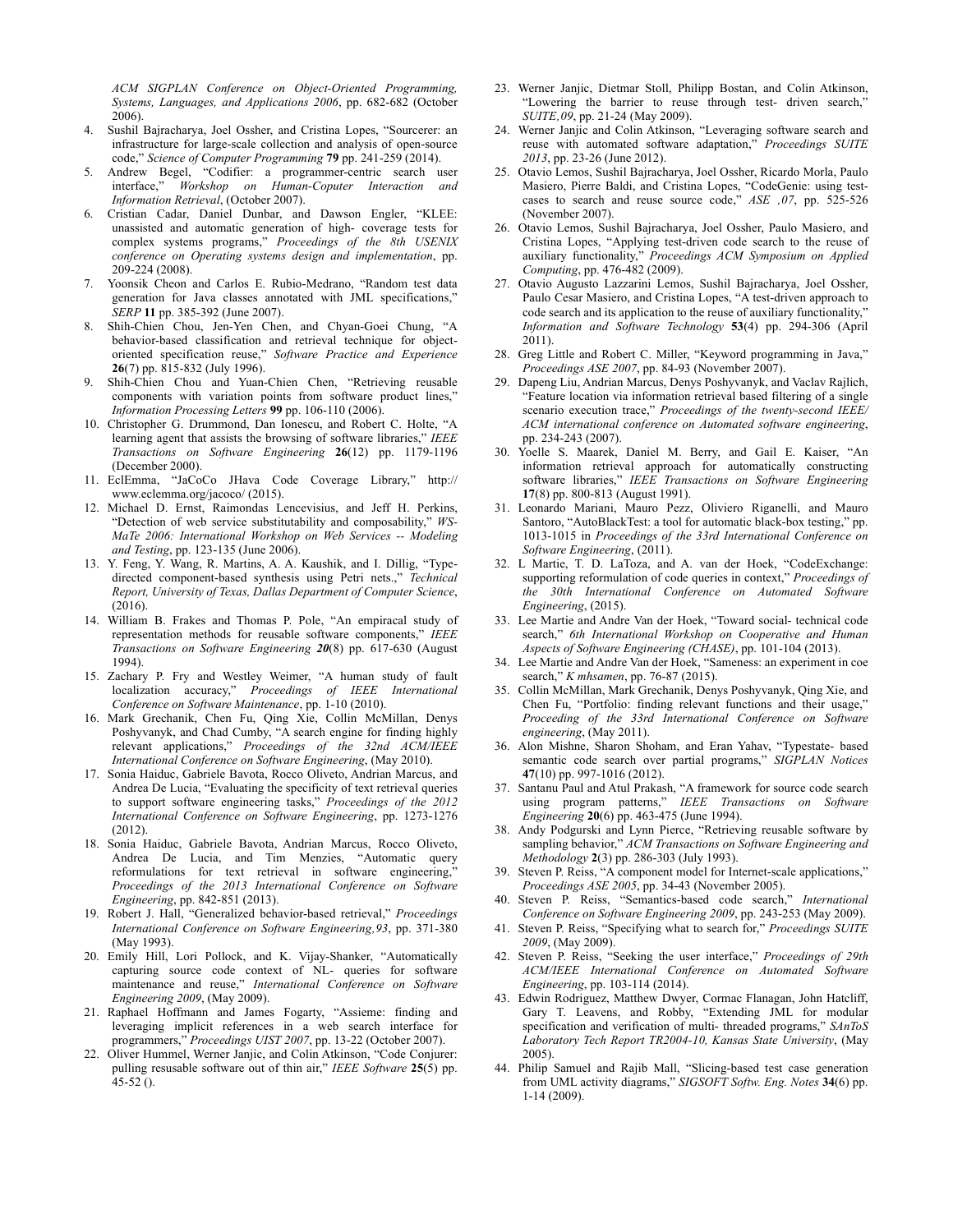*ACM SIGPLAN Conference on Object-Oriented Programming, Systems, Languages, and Applications 2006*, pp. 682-682 (October 2006).

4. Sushil Bajracharya, Joel Ossher, and Cristina Lopes, "Sourcerer: an infrastructure for large-scale collection and analysis of open-source code," *Science of Computer Programming* **79** pp. 241-259 (2014).
5. Andrew Begel, "Codifier: a programmer-centric search user interface," *Workshop on Human-Copmuter Interaction and Information Retrieval*, (October 2007).
6. Cristian Cadar, Daniel Dunbar, and Dawson Engler, "KLEE: unassisted and automatic generation of high- coverage tests for complex systems programs," *Proceedings of the 8th USENIX conference on Operating systems design and implementation*, pp. 209-224 (2008).
7. Yoonsik Cheon and Carlos E. Rubio-Medrano, "Random test data generation for Java classes annotated with JML specifications," *SERP* **11** pp. 385-392 (June 2007).
8. Shih-Chien Chou, Jen-Yen Chen, and Chyan-Goei Chung, "A behavior-based classification and retrieval technique for object-oriented specification reuse," *Software Practice and Experience* **26**(7) pp. 815-832 (July 1996).
9. Shih-Chien Chou and Yuan-Chien Chen, "Retrieving reusable components with variation points from software product lines," *Information Processing Letters* **99** pp. 106-110 (2006).
10. Christopher G. Drummond, Dan Ionescu, and Robert C. Holte, "A learning agent that assists the browsing of software libraries," *IEEE Transactions on Software Engineering* **26**(12) pp. 1179-1196 (December 2000).
11. EclEmma, "JaCoCo JHava Code Coverage Library," http://www.eclemma.org/jacoco/ (2015).
12. Michael D. Ernst, Raimondas Lencevisius, and Jeff H. Perkins, "Detection of web service substitutability and composability," *WS-MaTe 2006: International Workshop on Web Services -- Modeling and Testing*, pp. 123-135 (June 2006).
13. Y. Feng, Y. Wang, R. Martins, A. A. Kaushik, and I. Dillig, "Type-directed component-based synthesis using Petri nets.," *Technical Report, University of Texas, Dallas Department of Computer Science*, (2016).
14. William B. Frakes and Thomas P. Pole, "An empiracal study of representation methods for reusable software components," *IEEE Transactions on Software Engineering* ***20***(8) pp. 617-630 (August 1994).
15. Zachary P. Fry and Westley Weimer, "A human study of fault localization accuracy," *Proceedings of IEEE International Conference on Software Maintenance*, pp. 1-10 (2010).
16. Mark Grechanik, Chen Fu, Qing Xie, Collin McMillan, Denys Poshyvanyk, and Chad Cumby, "A search engine for finding highly relevant applications," *Proceedings of the 32nd ACM/IEEE International Conference on Software Engineering*, (May 2010).
17. Sonia Haiduc, Gabriele Bavota, Rocco Oliveto, Andrian Marcus, and Andrea De Lucia, "Evaluating the specificity of text retrieval queries to support software engineering tasks," *Proceedings of the 2012 International Conference on Software Engineering*, pp. 1273-1276 (2012).
18. Sonia Haiduc, Gabriele Bavota, Andrian Marcus, Rocco Oliveto, Andrea De Lucia, and Tim Menzies, "Automatic query reformulations for text retrieval in software engineering," *Proceedings of the 2013 International Conference on Software Engineering*, pp. 842-851 (2013).
19. Robert J. Hall, "Generalized behavior-based retrieval," *Proceedings International Conference on Software Engineering,93*, pp. 371-380 (May 1993).
20. Emily Hill, Lori Pollock, and K. Vijay-Shanker, "Automatically capturing source code context of NL- queries for software maintenance and reuse," *International Conference on Software Engineering 2009*, (May 2009).
21. Raphael Hoffmann and James Fogarty, "Assieme: finding and leveraging implicit references in a web search interface for programmers," *Proceedings UIST 2007*, pp. 13-22 (October 2007).
22. Oliver Hummel, Werner Janjic, and Colin Atkinson, "Code Conjurer: pulling resusable software out of thin air," *IEEE Software* **25**(5) pp. 45-52 ().
23. Werner Janjic, Dietmar Stoll, Philipp Bostan, and Colin Atkinson, "Lowering the barrier to reuse through test- driven search," *SUITE,09*, pp. 21-24 (May 2009).
24. Werner Janjic and Colin Atkinson, "Leveraging software search and reuse with automated software adaptation," *Proceedings SUITE 2013*, pp. 23-26 (June 2012).
25. Otavio Lemos, Sushil Bajracharya, Joel Ossher, Ricardo Morla, Paulo Masiero, Pierre Baldi, and Cristina Lopes, "CodeGenie: using test-cases to search and reuse source code," *ASE ,07*, pp. 525-526 (November 2007).
26. Otavio Lemos, Sushil Bajracharya, Joel Ossher, Paulo Masiero, and Cristina Lopes, "Applying test-driven code search to the reuse of auxiliary functionality," *Proceedings ACM Symposium on Applied Computing*, pp. 476-482 (2009).
27. Otavio Augusto Lazzarini Lemos, Sushil Bajracharya, Joel Ossher, Paulo Cesar Masiero, and Cristina Lopes, "A test-driven approach to code search and its application to the reuse of auxiliary functionality," *Information and Software Technology* **53**(4) pp. 294-306 (April 2011).
28. Greg Little and Robert C. Miller, "Keyword programming in Java," *Proceedings ASE 2007*, pp. 84-93 (November 2007).
29. Dapeng Liu, Andrian Marcus, Denys Poshyvanyk, and Vaclav Rajlich, "Feature location via information retrieval based filtering of a single scenario execution trace," *Proceedings of the twenty-second IEEE/ ACM international conference on Automated software engineering*, pp. 234-243 (2007).
30. Yoelle S. Maarek, Daniel M. Berry, and Gail E. Kaiser, "An information retrieval approach for automatically constructing software libraries," *IEEE Transactions on Software Engineering* **17**(8) pp. 800-813 (August 1991).
31. Leonardo Mariani, Mauro Pezz, Oliviero Riganelli, and Mauro Santoro, "AutoBlackTest: a tool for automatic black-box testing," pp. 1013-1015 in *Proceedings of the 33rd International Conference on Software Engineering*, (2011).
32. L Martie, T. D. LaToza, and A. van der Hoek, "CodeExchange: supporting reformulation of code queries in context," *Proceedings of the 30th International Conference on Automated Software Engineering*, (2015).
33. Lee Martie and Andre Van der Hoek, "Toward social- technical code search," *6th International Workshop on Cooperative and Human Aspects of Software Engineering (CHASE)*, pp. 101-104 (2013).
34. Lee Martie and Andre Van der Hoek, "Sameness: an experiment in coe search," *K mhsamen*, pp. 76-87 (2015).
35. Collin McMillan, Mark Grechanik, Denys Poshyvanyk, Qing Xie, and Chen Fu, "Portfolio: finding relevant functions and their usage," *Proceeding of the 33rd International Conference on Software engineering*, (May 2011).
36. Alon Mishne, Sharon Shoham, and Eran Yahav, "Typestate- based semantic code search over partial programs," *SIGPLAN Notices* **47**(10) pp. 997-1016 (2012).
37. Santanu Paul and Atul Prakash, "A framework for source code search using program patterns," *IEEE Transactions on Software Engineering* **20**(6) pp. 463-475 (June 1994).
38. Andy Podgurski and Lynn Pierce, "Retrieving reusable software by sampling behavior," *ACM Transactions on Software Engineering and Methodology* **2**(3) pp. 286-303 (July 1993).
39. Steven P. Reiss, "A component model for Internet-scale applications," *Proceedings ASE 2005*, pp. 34-43 (November 2005).
40. Steven P. Reiss, "Semantics-based code search," *International Conference on Software Engineering 2009*, pp. 243-253 (May 2009).
41. Steven P. Reiss, "Specifying what to search for," *Proceedings SUITE 2009*, (May 2009).
42. Steven P. Reiss, "Seeking the user interface," *Proceedings of 29th ACM/IEEE International Conference on Automated Software Engineering*, pp. 103-114 (2014).
43. Edwin Rodriguez, Matthew Dwyer, Cormac Flanagan, John Hatcliff, Gary T. Leavens, and Robby, "Extending JML for modular specification and verification of multi- threaded programs," *SAnToS Laboratory Tech Report TR2004-10, Kansas State University*, (May 2005).
44. Philip Samuel and Rajib Mall, "Slicing-based test case generation from UML activity diagrams," *SIGSOFT Softw. Eng. Notes* **34**(6) pp. 1-14 (2009).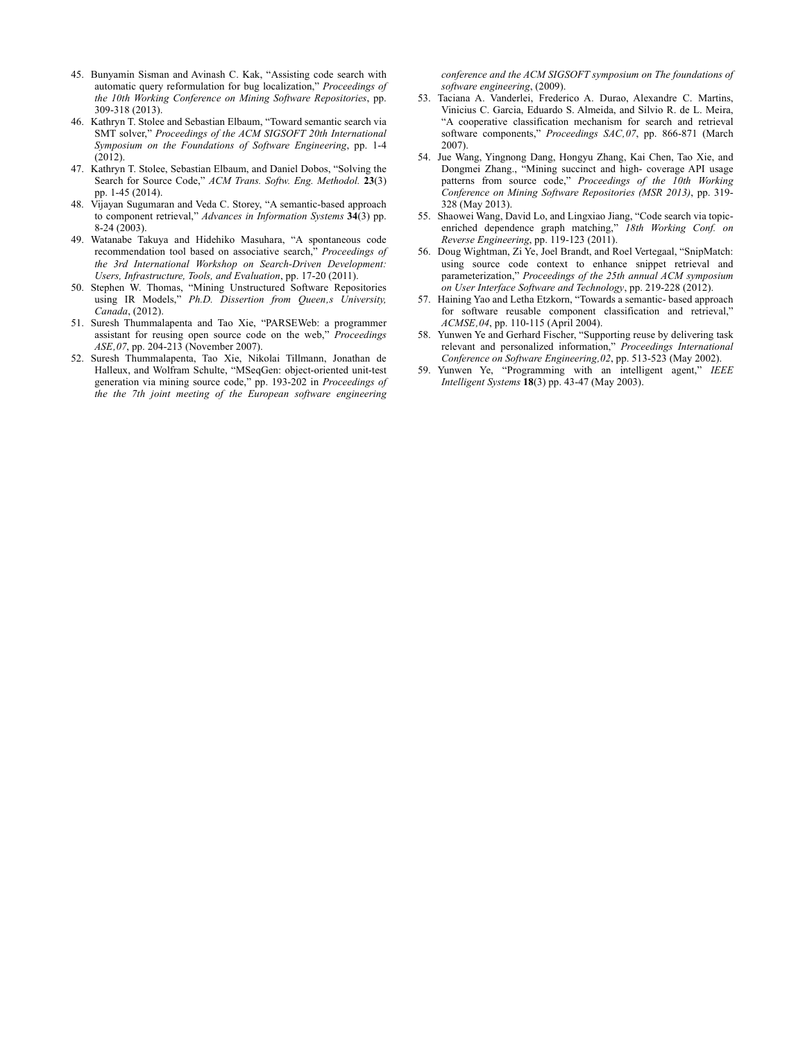45. Bunyamin Sisman and Avinash C. Kak, "Assisting code search with automatic query reformulation for bug localization," *Proceedings of the 10th Working Conference on Mining Software Repositories*, pp. 309-318 (2013).
46. Kathryn T. Stolee and Sebastian Elbaum, "Toward semantic search via SMT solver," *Proceedings of the ACM SIGSOFT 20th International Symposium on the Foundations of Software Engineering*, pp. 1-4 (2012).
47. Kathryn T. Stolee, Sebastian Elbaum, and Daniel Dobos, "Solving the Search for Source Code," *ACM Trans. Softw. Eng. Methodol.* **23**(3) pp. 1-45 (2014).
48. Vijayan Sugumaran and Veda C. Storey, "A semantic-based approach to component retrieval," *Advances in Information Systems* **34**(3) pp. 8-24 (2003).
49. Watanabe Takuya and Hidehiko Masuhara, "A spontaneous code recommendation tool based on associative search," *Proceedings of the 3rd International Workshop on Search-Driven Development: Users, Infrastructure, Tools, and Evaluation*, pp. 17-20 (2011).
50. Stephen W. Thomas, "Mining Unstructured Software Repositories using IR Models," *Ph.D. Dissertion from Queen,s University, Canada*, (2012).
51. Suresh Thummalapenta and Tao Xie, "PARSEWeb: a programmer assistant for reusing open source code on the web," *Proceedings ASE,07*, pp. 204-213 (November 2007).
52. Suresh Thummalapenta, Tao Xie, Nikolai Tillmann, Jonathan de Halleux, and Wolfram Schulte, "MSeqGen: object-oriented unit-test generation via mining source code," pp. 193-202 in *Proceedings of the the 7th joint meeting of the European software engineering conference and the ACM SIGSOFT symposium on The foundations of software engineering*, (2009).
53. Taciana A. Vanderlei, Frederico A. Durao, Alexandre C. Martins, Vinicius C. Garcia, Eduardo S. Almeida, and Silvio R. de L. Meira, "A cooperative classification mechanism for search and retrieval software components," *Proceedings SAC,07*, pp. 866-871 (March 2007).
54. Jue Wang, Yingnong Dang, Hongyu Zhang, Kai Chen, Tao Xie, and Dongmei Zhang., "Mining succinct and high- coverage API usage patterns from source code," *Proceedings of the 10th Working Conference on Mining Software Repositories (MSR 2013)*, pp. 319-328 (May 2013).
55. Shaowei Wang, David Lo, and Lingxiao Jiang, "Code search via topic-enriched dependence graph matching," *18th Working Conf. on Reverse Engineering*, pp. 119-123 (2011).
56. Doug Wightman, Zi Ye, Joel Brandt, and Roel Vertegaal, "SnipMatch: using source code context to enhance snippet retrieval and parameterization," *Proceedings of the 25th annual ACM symposium on User Interface Software and Technology*, pp. 219-228 (2012).
57. Haining Yao and Letha Etzkorn, "Towards a semantic- based approach for software reusable component classification and retrieval," *ACMSE,04*, pp. 110-115 (April 2004).
58. Yunwen Ye and Gerhard Fischer, "Supporting reuse by delivering task relevant and personalized information," *Proceedings International Conference on Software Engineering,02*, pp. 513-523 (May 2002).
59. Yunwen Ye, "Programming with an intelligent agent," *IEEE Intelligent Systems* **18**(3) pp. 43-47 (May 2003).